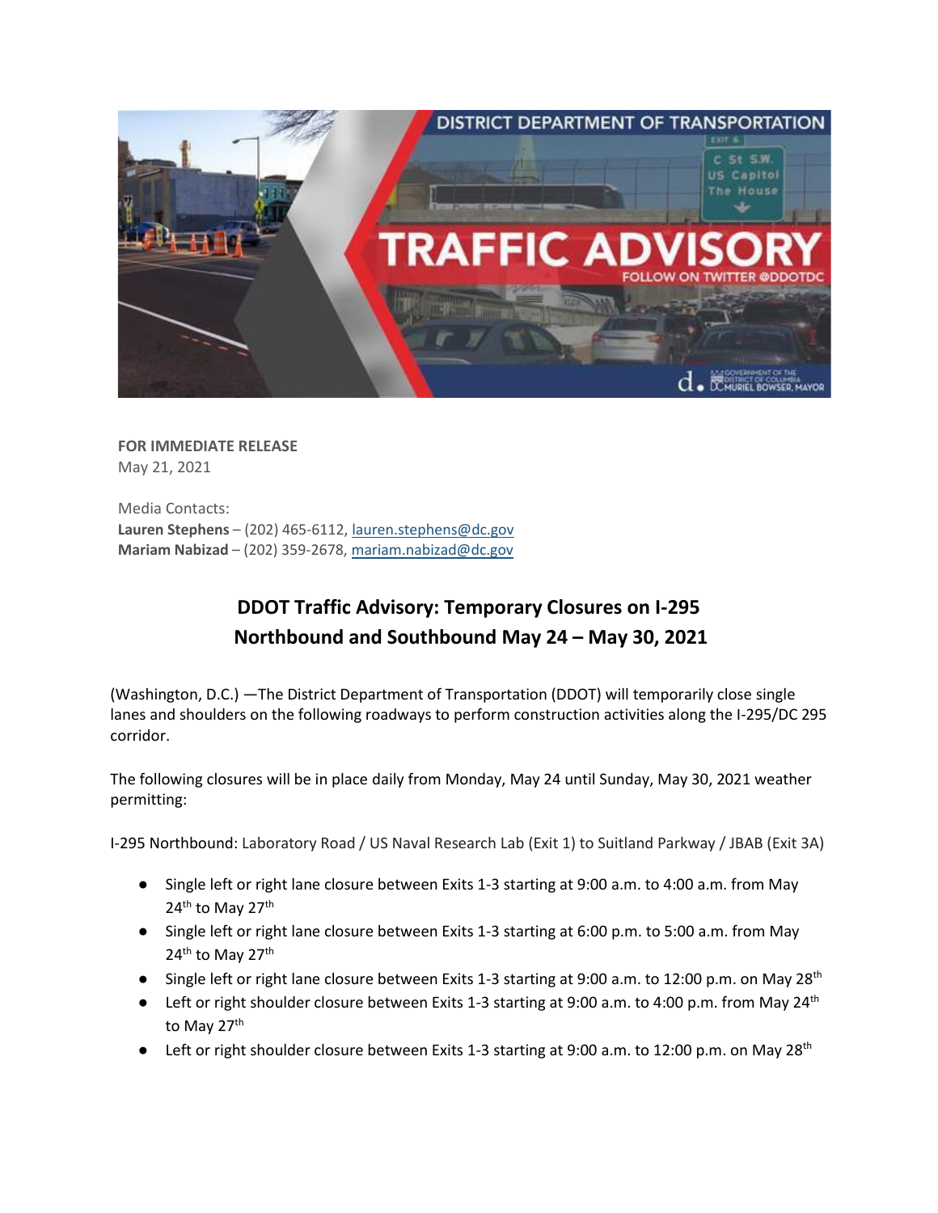**FOR IMMEDIATE RELEASE**
May 21, 2021

Media Contacts:
**Lauren Stephens** – (202) 465-6112, lauren.stephens@dc.gov
**Mariam Nabizad** – (202) 359-2678, mariam.nabizad@dc.gov

## DDOT Traffic Advisory: Temporary Closures on I-295 Northbound and Southbound May 24 – May 30, 2021

(Washington, D.C.) —The District Department of Transportation (DDOT) will temporarily close single lanes and shoulders on the following roadways to perform construction activities along the I-295/DC 295 corridor.

The following closures will be in place daily from Monday, May 24 until Sunday, May 30, 2021 weather permitting:

I-295 Northbound: Laboratory Road / US Naval Research Lab (Exit 1) to Suitland Parkway / JBAB (Exit 3A)

- Single left or right lane closure between Exits 1-3 starting at 9:00 a.m. to 4:00 a.m. from May 24th to May 27th
- Single left or right lane closure between Exits 1-3 starting at 6:00 p.m. to 5:00 a.m. from May 24th to May 27th
- Single left or right lane closure between Exits 1-3 starting at 9:00 a.m. to 12:00 p.m. on May 28th
- Left or right shoulder closure between Exits 1-3 starting at 9:00 a.m. to 4:00 p.m. from May 24th to May 27th
- Left or right shoulder closure between Exits 1-3 starting at 9:00 a.m. to 12:00 p.m. on May 28th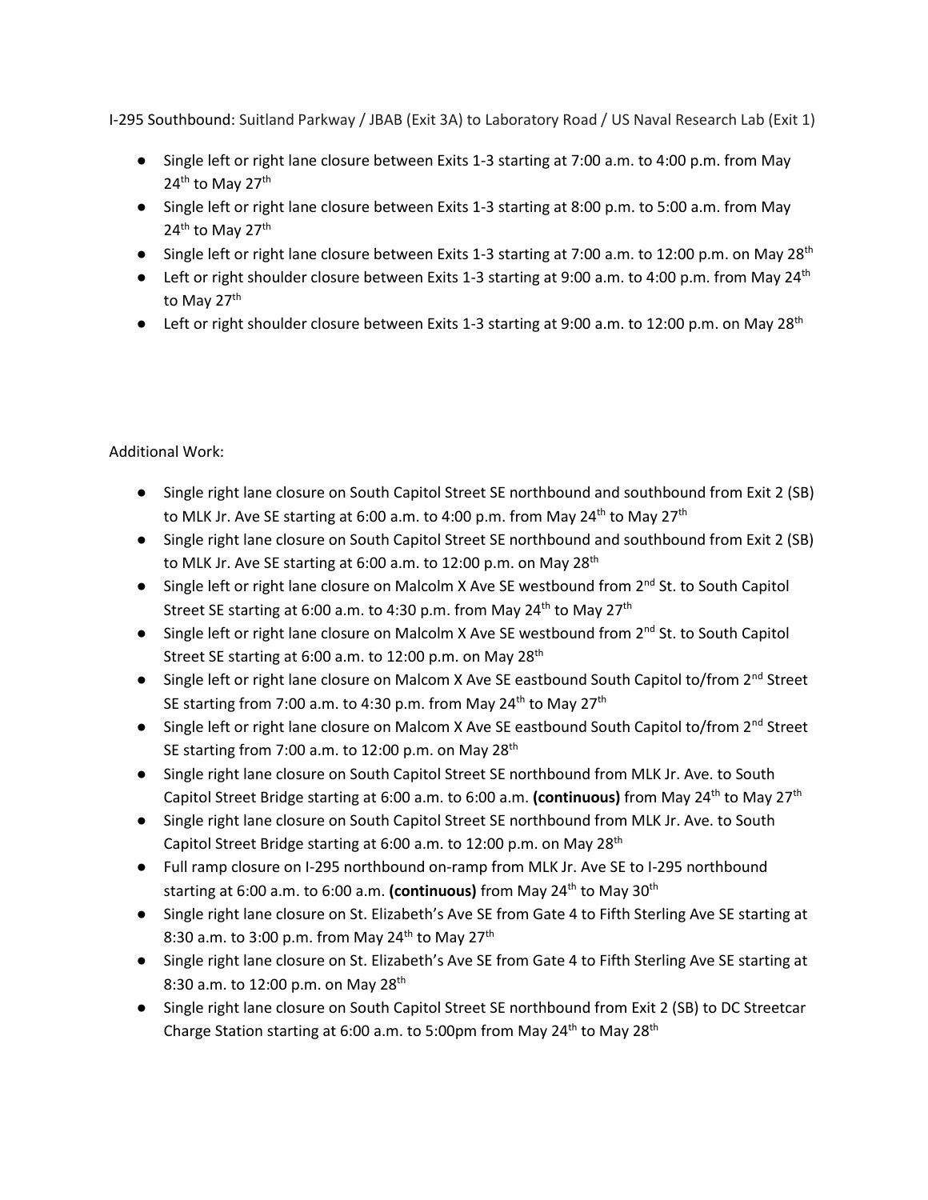I-295 Southbound: Suitland Parkway / JBAB (Exit 3A) to Laboratory Road / US Naval Research Lab (Exit 1)

- Single left or right lane closure between Exits 1-3 starting at 7:00 a.m. to 4:00 p.m. from May 24th to May 27th
- Single left or right lane closure between Exits 1-3 starting at 8:00 p.m. to 5:00 a.m. from May 24th to May 27th
- Single left or right lane closure between Exits 1-3 starting at 7:00 a.m. to 12:00 p.m. on May 28th
- Left or right shoulder closure between Exits 1-3 starting at 9:00 a.m. to 4:00 p.m. from May 24th to May 27th
- Left or right shoulder closure between Exits 1-3 starting at 9:00 a.m. to 12:00 p.m. on May 28th

Additional Work:

- Single right lane closure on South Capitol Street SE northbound and southbound from Exit 2 (SB) to MLK Jr. Ave SE starting at 6:00 a.m. to 4:00 p.m. from May 24th to May 27th
- Single right lane closure on South Capitol Street SE northbound and southbound from Exit 2 (SB) to MLK Jr. Ave SE starting at 6:00 a.m. to 12:00 p.m. on May 28th
- Single left or right lane closure on Malcolm X Ave SE westbound from 2nd St. to South Capitol Street SE starting at 6:00 a.m. to 4:30 p.m. from May 24th to May 27th
- Single left or right lane closure on Malcolm X Ave SE westbound from 2nd St. to South Capitol Street SE starting at 6:00 a.m. to 12:00 p.m. on May 28th
- Single left or right lane closure on Malcom X Ave SE eastbound South Capitol to/from 2nd Street SE starting from 7:00 a.m. to 4:30 p.m. from May 24th to May 27th
- Single left or right lane closure on Malcom X Ave SE eastbound South Capitol to/from 2nd Street SE starting from 7:00 a.m. to 12:00 p.m. on May 28th
- Single right lane closure on South Capitol Street SE northbound from MLK Jr. Ave. to South Capitol Street Bridge starting at 6:00 a.m. to 6:00 a.m. **(continuous)** from May 24th to May 27th
- Single right lane closure on South Capitol Street SE northbound from MLK Jr. Ave. to South Capitol Street Bridge starting at 6:00 a.m. to 12:00 p.m. on May 28th
- Full ramp closure on I-295 northbound on-ramp from MLK Jr. Ave SE to I-295 northbound starting at 6:00 a.m. to 6:00 a.m. **(continuous)** from May 24th to May 30th
- Single right lane closure on St. Elizabeth's Ave SE from Gate 4 to Fifth Sterling Ave SE starting at 8:30 a.m. to 3:00 p.m. from May 24th to May 27th
- Single right lane closure on St. Elizabeth's Ave SE from Gate 4 to Fifth Sterling Ave SE starting at 8:30 a.m. to 12:00 p.m. on May 28th
- Single right lane closure on South Capitol Street SE northbound from Exit 2 (SB) to DC Streetcar Charge Station starting at 6:00 a.m. to 5:00pm from May 24th to May 28th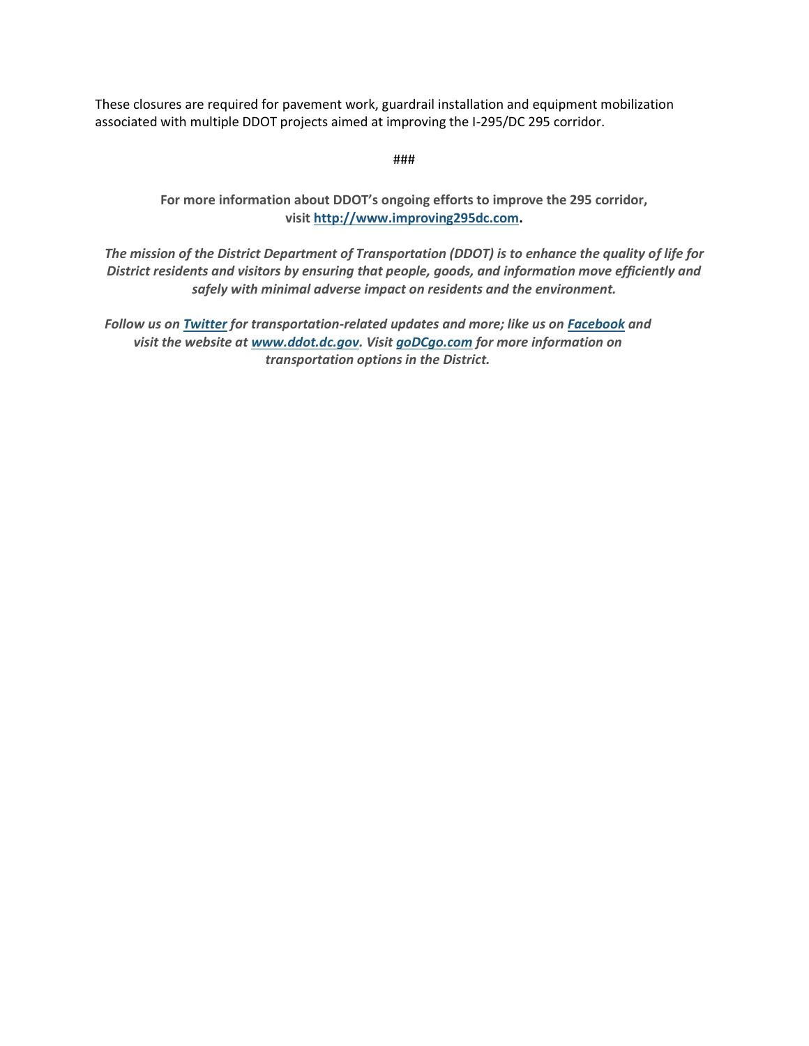These closures are required for pavement work, guardrail installation and equipment mobilization associated with multiple DDOT projects aimed at improving the I-295/DC 295 corridor.

###

**For more information about DDOT's ongoing efforts to improve the 295 corridor, visit http://www.improving295dc.com.**

***The mission of the District Department of Transportation (DDOT) is to enhance the quality of life for District residents and visitors by ensuring that people, goods, and information move efficiently and safely with minimal adverse impact on residents and the environment.***

***Follow us on Twitter for transportation-related updates and more; like us on Facebook and visit the website at www.ddot.dc.gov. Visit goDCgo.com for more information on transportation options in the District.***